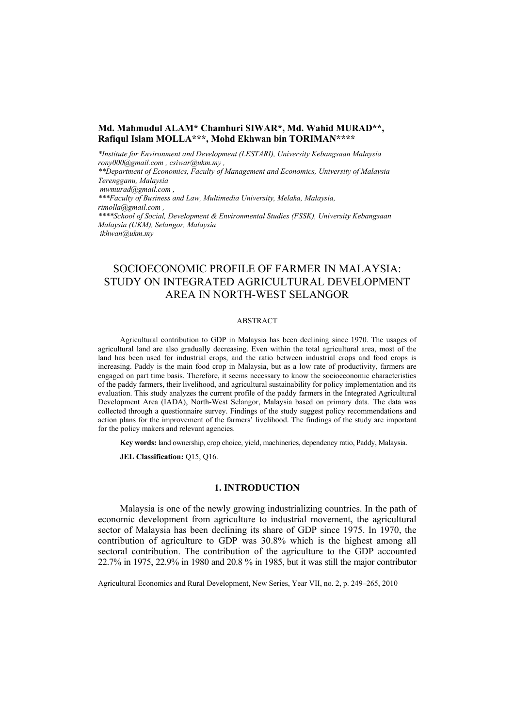**Md. Mahmudul ALAM\* Chamhuri SIWAR\*, Md. Wahid MURAD\*\*, Rafiqul Islam MOLLA\*\*\*, Mohd Ekhwan bin TORIMAN\*\*\*\***

*\*Institute for Environment and Development (LESTARI), University Kebangsaan Malaysia rony000@gmail.com , csiwar@ukm.my ,*
*\*\*Department of Economics, Faculty of Management and Economics, University of Malaysia Terengganu, Malaysia mwmurad@gmail.com ,*
*\*\*\*Faculty of Business and Law, Multimedia University, Melaka, Malaysia, rimolla@gmail.com ,*
*\*\*\*\*School of Social, Development & Environmental Studies (FSSK), University Kebangsaan Malaysia (UKM), Selangor, Malaysia ikhwan@ukm.my*

# SOCIOECONOMIC PROFILE OF FARMER IN MALAYSIA: STUDY ON INTEGRATED AGRICULTURAL DEVELOPMENT AREA IN NORTH-WEST SELANGOR

## ABSTRACT

Agricultural contribution to GDP in Malaysia has been declining since 1970. The usages of agricultural land are also gradually decreasing. Even within the total agricultural area, most of the land has been used for industrial crops, and the ratio between industrial crops and food crops is increasing. Paddy is the main food crop in Malaysia, but as a low rate of productivity, farmers are engaged on part time basis. Therefore, it seems necessary to know the socioeconomic characteristics of the paddy farmers, their livelihood, and agricultural sustainability for policy implementation and its evaluation. This study analyzes the current profile of the paddy farmers in the Integrated Agricultural Development Area (IADA), North-West Selangor, Malaysia based on primary data. The data was collected through a questionnaire survey. Findings of the study suggest policy recommendations and action plans for the improvement of the farmers' livelihood. The findings of the study are important for the policy makers and relevant agencies.

**Key words:** land ownership, crop choice, yield, machineries, dependency ratio, Paddy, Malaysia.

**JEL Classification:** Q15, Q16.

## 1. INTRODUCTION

Malaysia is one of the newly growing industrializing countries. In the path of economic development from agriculture to industrial movement, the agricultural sector of Malaysia has been declining its share of GDP since 1975. In 1970, the contribution of agriculture to GDP was 30.8% which is the highest among all sectoral contribution. The contribution of the agriculture to the GDP accounted 22.7% in 1975, 22.9% in 1980 and 20.8 % in 1985, but it was still the major contributor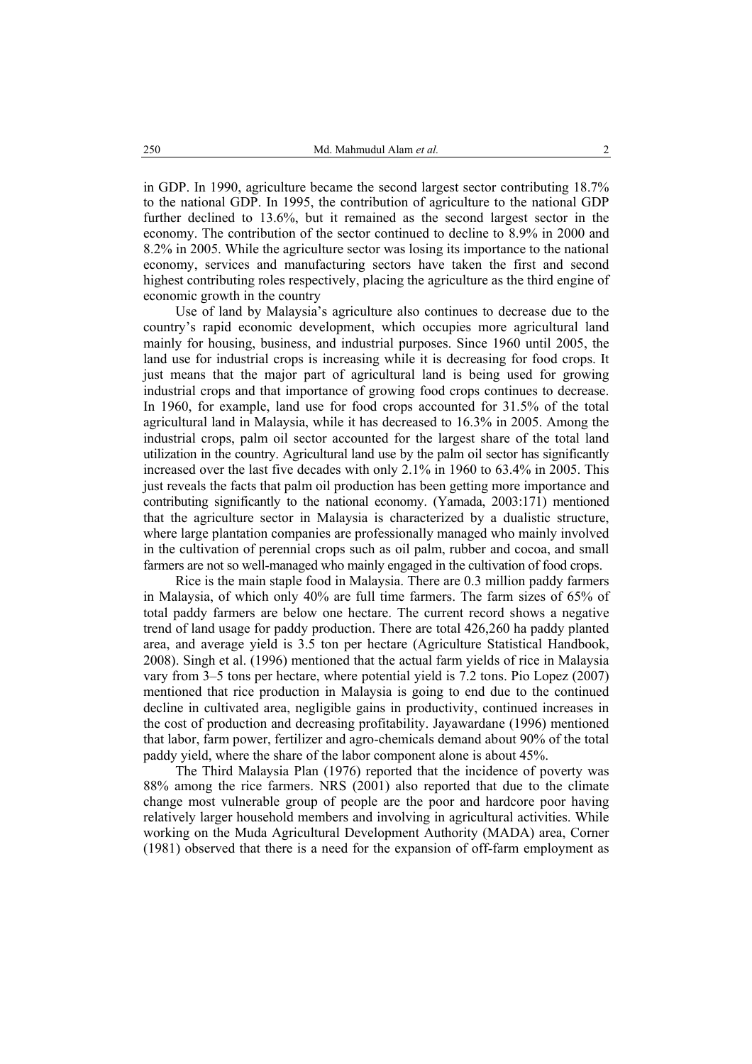in GDP. In 1990, agriculture became the second largest sector contributing 18.7% to the national GDP. In 1995, the contribution of agriculture to the national GDP further declined to 13.6%, but it remained as the second largest sector in the economy. The contribution of the sector continued to decline to 8.9% in 2000 and 8.2% in 2005. While the agriculture sector was losing its importance to the national economy, services and manufacturing sectors have taken the first and second highest contributing roles respectively, placing the agriculture as the third engine of economic growth in the country

Use of land by Malaysia's agriculture also continues to decrease due to the country's rapid economic development, which occupies more agricultural land mainly for housing, business, and industrial purposes. Since 1960 until 2005, the land use for industrial crops is increasing while it is decreasing for food crops. It just means that the major part of agricultural land is being used for growing industrial crops and that importance of growing food crops continues to decrease. In 1960, for example, land use for food crops accounted for 31.5% of the total agricultural land in Malaysia, while it has decreased to 16.3% in 2005. Among the industrial crops, palm oil sector accounted for the largest share of the total land utilization in the country. Agricultural land use by the palm oil sector has significantly increased over the last five decades with only 2.1% in 1960 to 63.4% in 2005. This just reveals the facts that palm oil production has been getting more importance and contributing significantly to the national economy. (Yamada, 2003:171) mentioned that the agriculture sector in Malaysia is characterized by a dualistic structure, where large plantation companies are professionally managed who mainly involved in the cultivation of perennial crops such as oil palm, rubber and cocoa, and small farmers are not so well-managed who mainly engaged in the cultivation of food crops.

Rice is the main staple food in Malaysia. There are 0.3 million paddy farmers in Malaysia, of which only 40% are full time farmers. The farm sizes of 65% of total paddy farmers are below one hectare. The current record shows a negative trend of land usage for paddy production. There are total 426,260 ha paddy planted area, and average yield is 3.5 ton per hectare (Agriculture Statistical Handbook, 2008). Singh et al. (1996) mentioned that the actual farm yields of rice in Malaysia vary from 3–5 tons per hectare, where potential yield is 7.2 tons. Pio Lopez (2007) mentioned that rice production in Malaysia is going to end due to the continued decline in cultivated area, negligible gains in productivity, continued increases in the cost of production and decreasing profitability. Jayawardane (1996) mentioned that labor, farm power, fertilizer and agro-chemicals demand about 90% of the total paddy yield, where the share of the labor component alone is about 45%.

The Third Malaysia Plan (1976) reported that the incidence of poverty was 88% among the rice farmers. NRS (2001) also reported that due to the climate change most vulnerable group of people are the poor and hardcore poor having relatively larger household members and involving in agricultural activities. While working on the Muda Agricultural Development Authority (MADA) area, Corner (1981) observed that there is a need for the expansion of off-farm employment as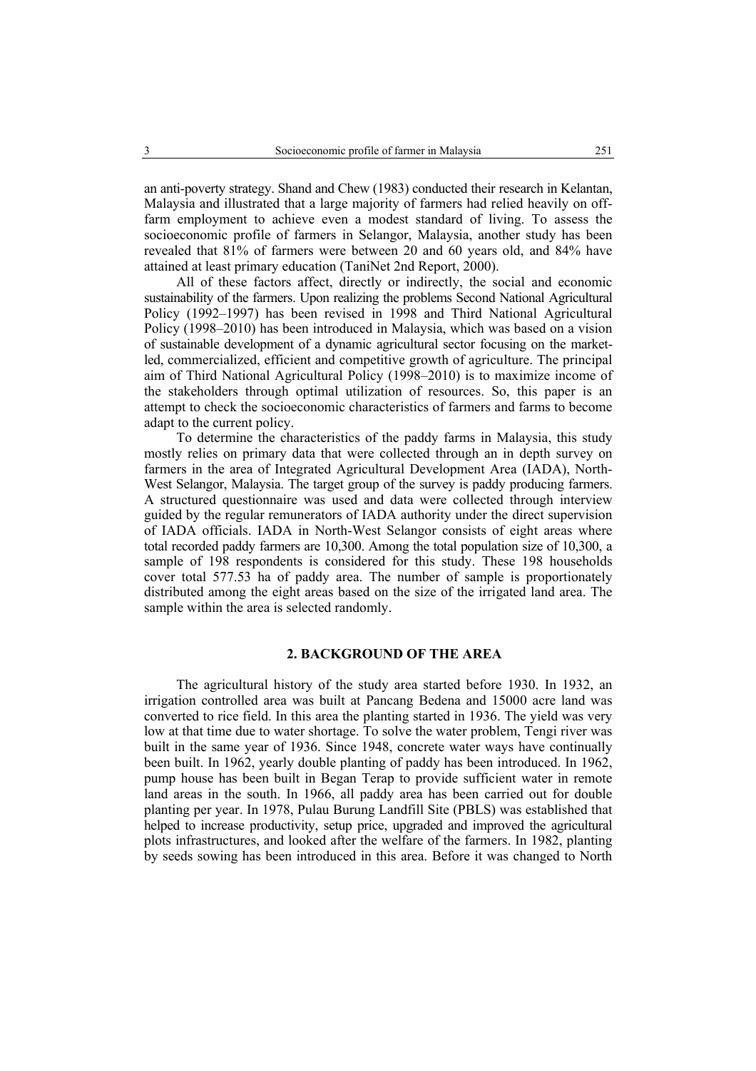an anti-poverty strategy. Shand and Chew (1983) conducted their research in Kelantan, Malaysia and illustrated that a large majority of farmers had relied heavily on off-farm employment to achieve even a modest standard of living. To assess the socioeconomic profile of farmers in Selangor, Malaysia, another study has been revealed that 81% of farmers were between 20 and 60 years old, and 84% have attained at least primary education (TaniNet 2nd Report, 2000).

All of these factors affect, directly or indirectly, the social and economic sustainability of the farmers. Upon realizing the problems Second National Agricultural Policy (1992–1997) has been revised in 1998 and Third National Agricultural Policy (1998–2010) has been introduced in Malaysia, which was based on a vision of sustainable development of a dynamic agricultural sector focusing on the market-led, commercialized, efficient and competitive growth of agriculture. The principal aim of Third National Agricultural Policy (1998–2010) is to maximize income of the stakeholders through optimal utilization of resources. So, this paper is an attempt to check the socioeconomic characteristics of farmers and farms to become adapt to the current policy.

To determine the characteristics of the paddy farms in Malaysia, this study mostly relies on primary data that were collected through an in depth survey on farmers in the area of Integrated Agricultural Development Area (IADA), North-West Selangor, Malaysia. The target group of the survey is paddy producing farmers. A structured questionnaire was used and data were collected through interview guided by the regular remunerators of IADA authority under the direct supervision of IADA officials. IADA in North-West Selangor consists of eight areas where total recorded paddy farmers are 10,300. Among the total population size of 10,300, a sample of 198 respondents is considered for this study. These 198 households cover total 577.53 ha of paddy area. The number of sample is proportionately distributed among the eight areas based on the size of the irrigated land area. The sample within the area is selected randomly.

## 2. BACKGROUND OF THE AREA

The agricultural history of the study area started before 1930. In 1932, an irrigation controlled area was built at Pancang Bedena and 15000 acre land was converted to rice field. In this area the planting started in 1936. The yield was very low at that time due to water shortage. To solve the water problem, Tengi river was built in the same year of 1936. Since 1948, concrete water ways have continually been built. In 1962, yearly double planting of paddy has been introduced. In 1962, pump house has been built in Began Terap to provide sufficient water in remote land areas in the south. In 1966, all paddy area has been carried out for double planting per year. In 1978, Pulau Burung Landfill Site (PBLS) was established that helped to increase productivity, setup price, upgraded and improved the agricultural plots infrastructures, and looked after the welfare of the farmers. In 1982, planting by seeds sowing has been introduced in this area. Before it was changed to North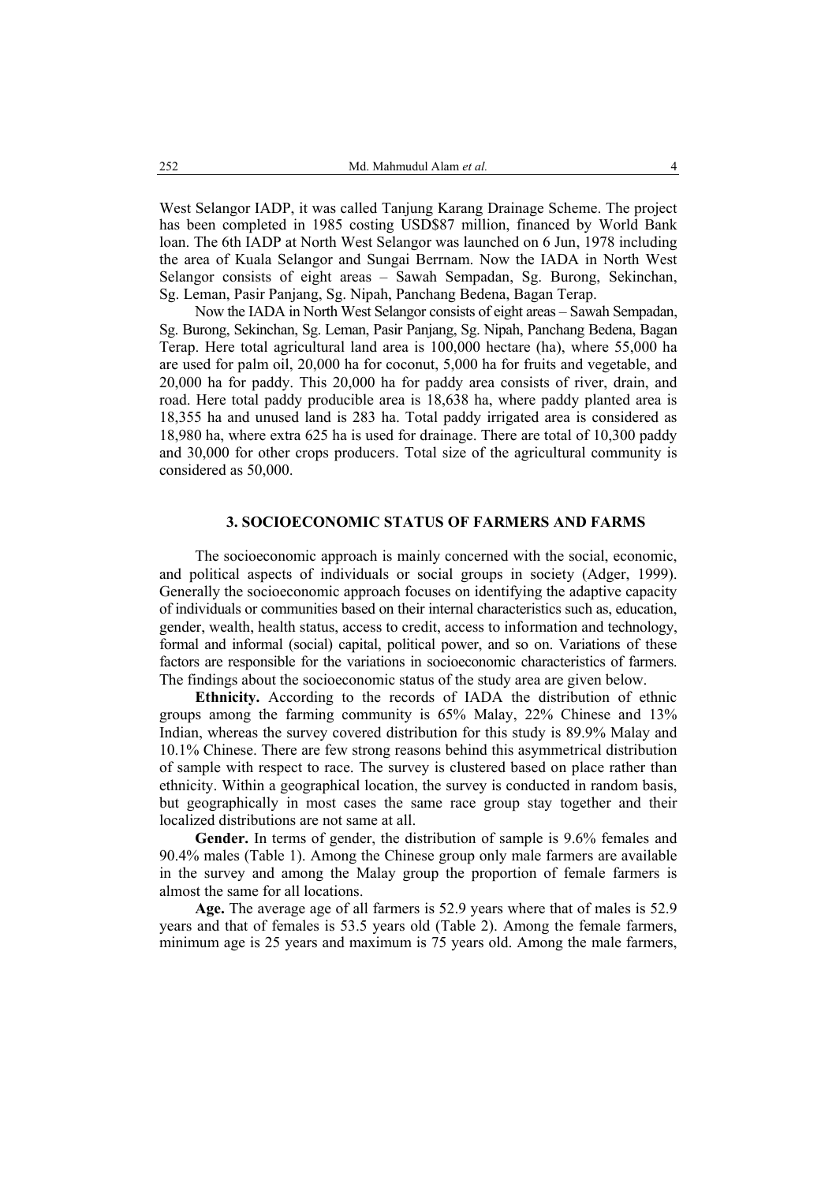West Selangor IADP, it was called Tanjung Karang Drainage Scheme. The project has been completed in 1985 costing USD$87 million, financed by World Bank loan. The 6th IADP at North West Selangor was launched on 6 Jun, 1978 including the area of Kuala Selangor and Sungai Berrnam. Now the IADA in North West Selangor consists of eight areas – Sawah Sempadan, Sg. Burong, Sekinchan, Sg. Leman, Pasir Panjang, Sg. Nipah, Panchang Bedena, Bagan Terap.

Now the IADA in North West Selangor consists of eight areas – Sawah Sempadan, Sg. Burong, Sekinchan, Sg. Leman, Pasir Panjang, Sg. Nipah, Panchang Bedena, Bagan Terap. Here total agricultural land area is 100,000 hectare (ha), where 55,000 ha are used for palm oil, 20,000 ha for coconut, 5,000 ha for fruits and vegetable, and 20,000 ha for paddy. This 20,000 ha for paddy area consists of river, drain, and road. Here total paddy producible area is 18,638 ha, where paddy planted area is 18,355 ha and unused land is 283 ha. Total paddy irrigated area is considered as 18,980 ha, where extra 625 ha is used for drainage. There are total of 10,300 paddy and 30,000 for other crops producers. Total size of the agricultural community is considered as 50,000.

## 3. SOCIOECONOMIC STATUS OF FARMERS AND FARMS

The socioeconomic approach is mainly concerned with the social, economic, and political aspects of individuals or social groups in society (Adger, 1999). Generally the socioeconomic approach focuses on identifying the adaptive capacity of individuals or communities based on their internal characteristics such as, education, gender, wealth, health status, access to credit, access to information and technology, formal and informal (social) capital, political power, and so on. Variations of these factors are responsible for the variations in socioeconomic characteristics of farmers. The findings about the socioeconomic status of the study area are given below.

**Ethnicity.** According to the records of IADA the distribution of ethnic groups among the farming community is 65% Malay, 22% Chinese and 13% Indian, whereas the survey covered distribution for this study is 89.9% Malay and 10.1% Chinese. There are few strong reasons behind this asymmetrical distribution of sample with respect to race. The survey is clustered based on place rather than ethnicity. Within a geographical location, the survey is conducted in random basis, but geographically in most cases the same race group stay together and their localized distributions are not same at all.

**Gender.** In terms of gender, the distribution of sample is 9.6% females and 90.4% males (Table 1). Among the Chinese group only male farmers are available in the survey and among the Malay group the proportion of female farmers is almost the same for all locations.

**Age.** The average age of all farmers is 52.9 years where that of males is 52.9 years and that of females is 53.5 years old (Table 2). Among the female farmers, minimum age is 25 years and maximum is 75 years old. Among the male farmers,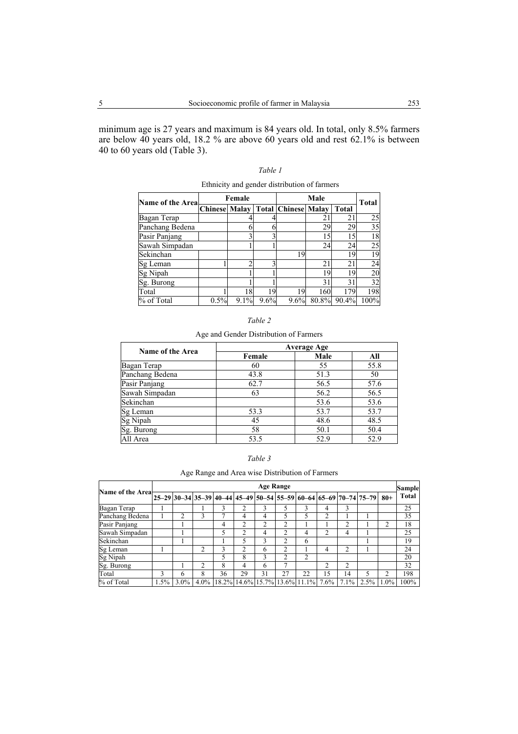minimum age is 27 years and maximum is 84 years old. In total, only 8.5% farmers are below 40 years old, 18.2 % are above 60 years old and rest 62.1% is between 40 to 60 years old (Table 3).

*Table 1*

Ethnicity and gender distribution of farmers

| Name of the Area | Female | | | Male | | | Total |
|---|---|---|---|---|---|---|---|
| | Chinese | Malay | Total | Chinese | Malay | Total | |
| Bagan Terap | | 4 | 4 | | 21 | 21 | 25 |
| Panchang Bedena | | 6 | 6 | | 29 | 29 | 35 |
| Pasir Panjang | | 3 | 3 | | 15 | 15 | 18 |
| Sawah Simpadan | | 1 | 1 | | 24 | 24 | 25 |
| Sekinchan | | | | 19 | | 19 | 19 |
| Sg Leman | 1 | 2 | 3 | | 21 | 21 | 24 |
| Sg Nipah | | 1 | 1 | | 19 | 19 | 20 |
| Sg. Burong | | 1 | 1 | | 31 | 31 | 32 |
| Total | 1 | 18 | 19 | 19 | 160 | 179 | 198 |
| % of Total | 0.5% | 9.1% | 9.6% | 9.6% | 80.8% | 90.4% | 100% |

*Table 2*

Age and Gender Distribution of Farmers

| Name of the Area | Average Age | | |
|---|---|---|---|
| | Female | Male | All |
| Bagan Terap | 60 | 55 | 55.8 |
| Panchang Bedena | 43.8 | 51.3 | 50 |
| Pasir Panjang | 62.7 | 56.5 | 57.6 |
| Sawah Simpadan | 63 | 56.2 | 56.5 |
| Sekinchan | | 53.6 | 53.6 |
| Sg Leman | 53.3 | 53.7 | 53.7 |
| Sg Nipah | 45 | 48.6 | 48.5 |
| Sg. Burong | 58 | 50.1 | 50.4 |
| All Area | 53.5 | 52.9 | 52.9 |

*Table 3*

Age Range and Area wise Distribution of Farmers

| Name of the Area | Age Range | | | | | | | | | | | | Sample Total |
|---|---|---|---|---|---|---|---|---|---|---|---|---|---|
| | 25–29 | 30–34 | 35–39 | 40–44 | 45–49 | 50–54 | 55–59 | 60–64 | 65–69 | 70–74 | 75–79 | 80+ | |
| Bagan Terap | 1 | | 1 | 3 | 2 | 3 | 5 | 3 | 4 | 3 | | | 25 |
| Panchang Bedena | 1 | 2 | 3 | 7 | 4 | 4 | 5 | 5 | 2 | 1 | 1 | | 35 |
| Pasir Panjang | | 1 | | 4 | 2 | 2 | 2 | 1 | 1 | 2 | 1 | 2 | 18 |
| Sawah Simpadan | | 1 | | 5 | 2 | 4 | 2 | 4 | 2 | 4 | 1 | | 25 |
| Sekinchan | | 1 | | 1 | 5 | 3 | 2 | 6 | | | 1 | | 19 |
| Sg Leman | 1 | | 2 | 3 | 2 | 6 | 2 | 1 | 4 | 2 | 1 | | 24 |
| Sg Nipah | | | | 5 | 8 | 3 | 2 | 2 | | | | | 20 |
| Sg. Burong | | 1 | 2 | 8 | 4 | 6 | 7 | | 2 | 2 | | | 32 |
| Total | 3 | 6 | 8 | 36 | 29 | 31 | 27 | 22 | 15 | 14 | 5 | 2 | 198 |
| % of Total | 1.5% | 3.0% | 4.0% | 18.2% | 14.6% | 15.7% | 13.6% | 11.1% | 7.6% | 7.1% | 2.5% | 1.0% | 100% |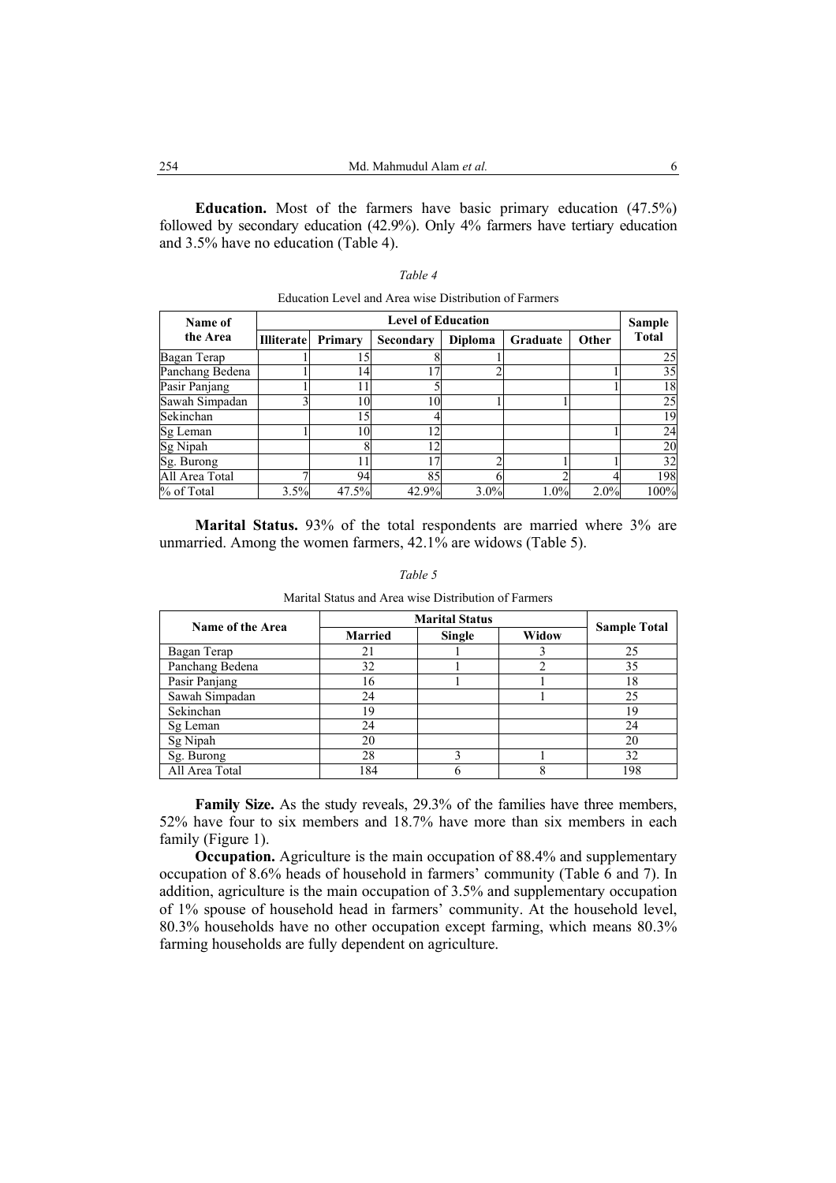**Education.** Most of the farmers have basic primary education (47.5%) followed by secondary education (42.9%). Only 4% farmers have tertiary education and 3.5% have no education (Table 4).

*Table 4*

Education Level and Area wise Distribution of Farmers

| Name of the Area | Level of Education | | | | | | Sample Total |
|---|---|---|---|---|---|---|---|
| | Illiterate | Primary | Secondary | Diploma | Graduate | Other | |
| Bagan Terap | 1 | 15 | 8 | 1 | | | 25 |
| Panchang Bedena | 1 | 14 | 17 | 2 | | 1 | 35 |
| Pasir Panjang | 1 | 11 | 5 | | | 1 | 18 |
| Sawah Simpadan | 3 | 10 | 10 | 1 | 1 | | 25 |
| Sekinchan | | 15 | 4 | | | | 19 |
| Sg Leman | 1 | 10 | 12 | | | 1 | 24 |
| Sg Nipah | | 8 | 12 | | | | 20 |
| Sg. Burong | | 11 | 17 | 2 | 1 | 1 | 32 |
| All Area Total | 7 | 94 | 85 | 6 | 2 | 4 | 198 |
| % of Total | 3.5% | 47.5% | 42.9% | 3.0% | 1.0% | 2.0% | 100% |

**Marital Status.** 93% of the total respondents are married where 3% are unmarried. Among the women farmers, 42.1% are widows (Table 5).

*Table 5*

Marital Status and Area wise Distribution of Farmers

| Name of the Area | Marital Status | | | Sample Total |
|---|---|---|---|---|
| | Married | Single | Widow | |
| Bagan Terap | 21 | 1 | 3 | 25 |
| Panchang Bedena | 32 | 1 | 2 | 35 |
| Pasir Panjang | 16 | 1 | 1 | 18 |
| Sawah Simpadan | 24 | | 1 | 25 |
| Sekinchan | 19 | | | 19 |
| Sg Leman | 24 | | | 24 |
| Sg Nipah | 20 | | | 20 |
| Sg. Burong | 28 | 3 | 1 | 32 |
| All Area Total | 184 | 6 | 8 | 198 |

**Family Size.** As the study reveals, 29.3% of the families have three members, 52% have four to six members and 18.7% have more than six members in each family (Figure 1).

**Occupation.** Agriculture is the main occupation of 88.4% and supplementary occupation of 8.6% heads of household in farmers' community (Table 6 and 7). In addition, agriculture is the main occupation of 3.5% and supplementary occupation of 1% spouse of household head in farmers' community. At the household level, 80.3% households have no other occupation except farming, which means 80.3% farming households are fully dependent on agriculture.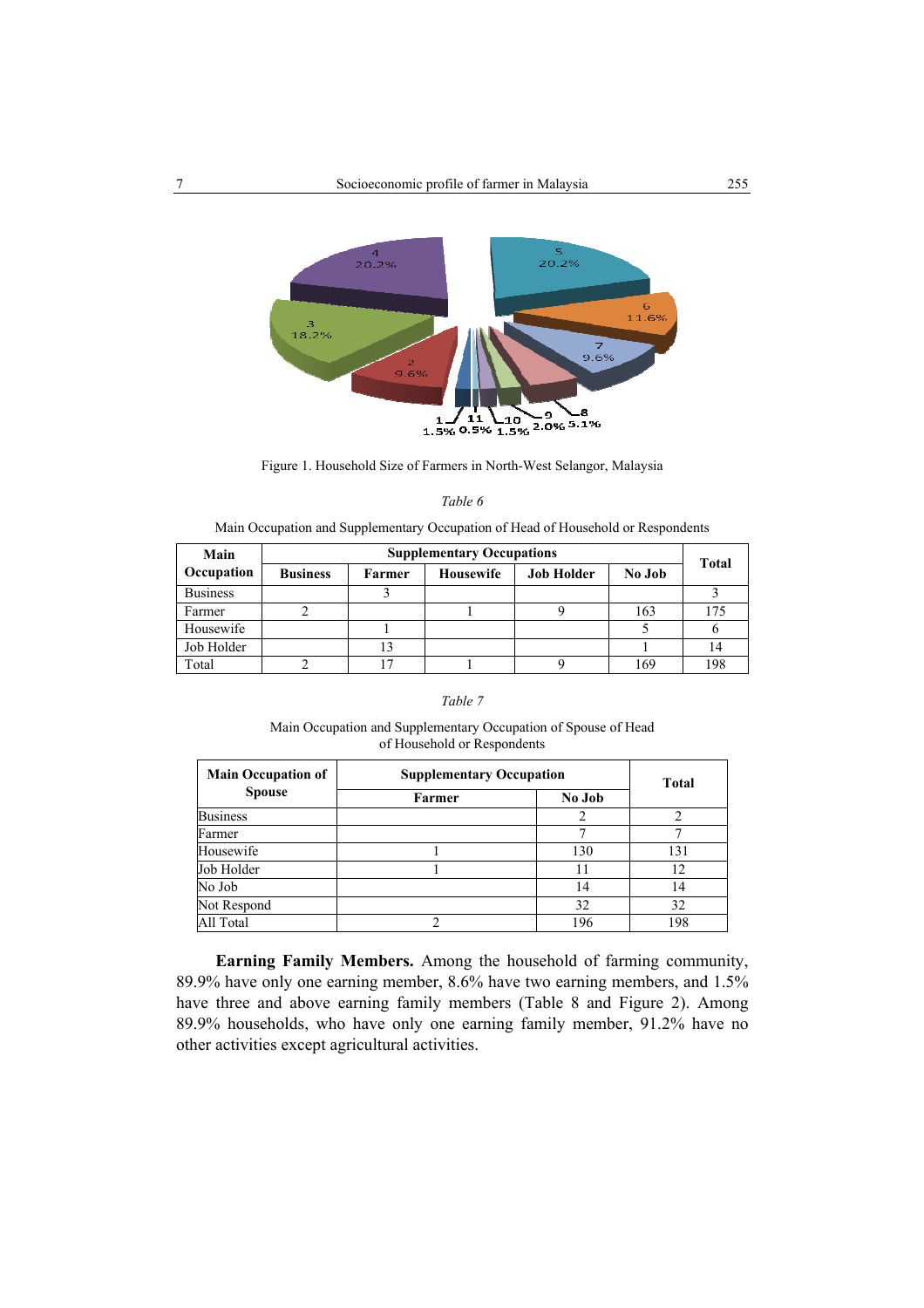Figure 1. Household Size of Farmers in North-West Selangor, Malaysia

*Table 6*

Main Occupation and Supplementary Occupation of Head of Household or Respondents

| Main Occupation | Supplementary Occupations | | | | | Total |
|---|---|---|---|---|---|---|
| | Business | Farmer | Housewife | Job Holder | No Job | |
| Business | | 3 | | | | 3 |
| Farmer | 2 | | 1 | 9 | 163 | 175 |
| Housewife | | 1 | | | 5 | 6 |
| Job Holder | | 13 | | | 1 | 14 |
| Total | 2 | 17 | 1 | 9 | 169 | 198 |

*Table 7*

Main Occupation and Supplementary Occupation of Spouse of Head of Household or Respondents

| Main Occupation of Spouse | Supplementary Occupation | | Total |
|---|---|---|---|
| | Farmer | No Job | |
| Business | | 2 | 2 |
| Farmer | | 7 | 7 |
| Housewife | 1 | 130 | 131 |
| Job Holder | 1 | 11 | 12 |
| No Job | | 14 | 14 |
| Not Respond | | 32 | 32 |
| All Total | 2 | 196 | 198 |

**Earning Family Members.** Among the household of farming community, 89.9% have only one earning member, 8.6% have two earning members, and 1.5% have three and above earning family members (Table 8 and Figure 2). Among 89.9% households, who have only one earning family member, 91.2% have no other activities except agricultural activities.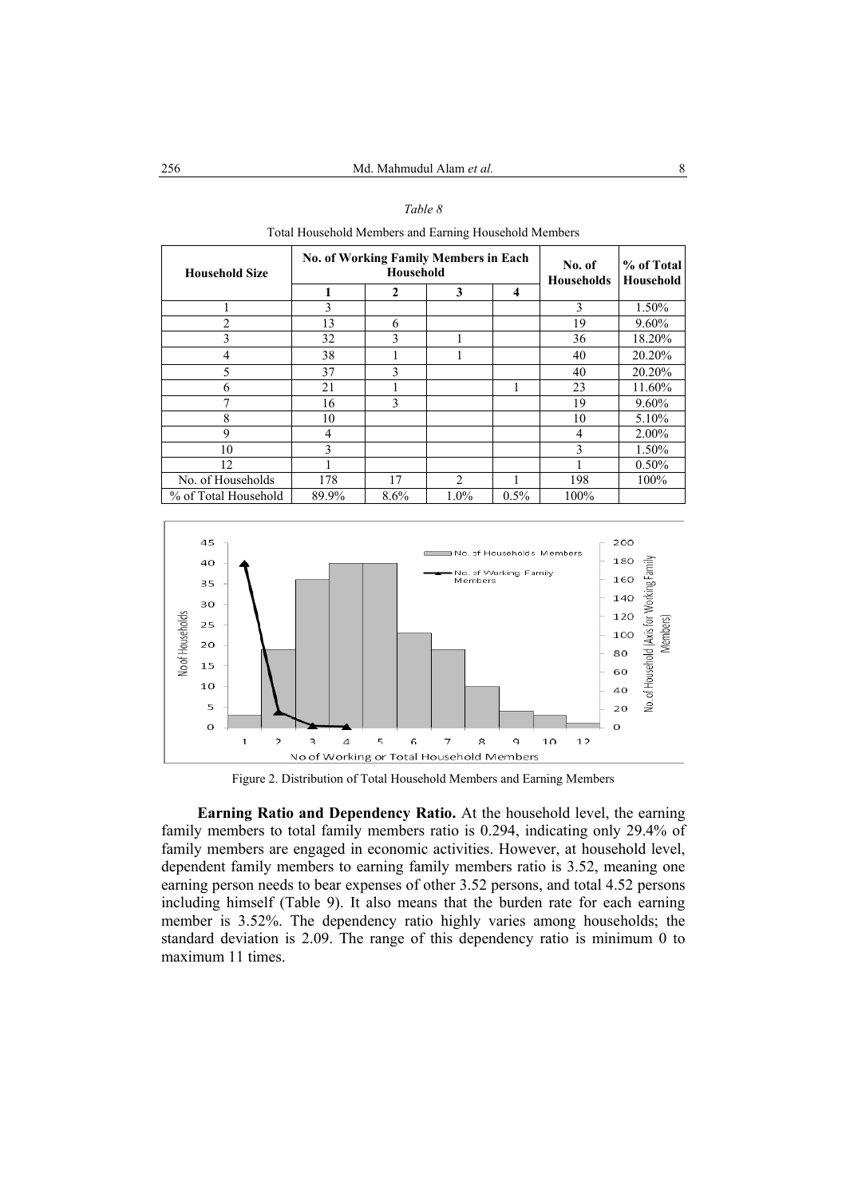*Table 8*

Total Household Members and Earning Household Members

| Household Size | No. of Working Family Members in Each Household | | | | No. of Households | % of Total Household |
|---|---|---|---|---|---|---|
| | 1 | 2 | 3 | 4 | | |
| 1 | 3 | | | | 3 | 1.50% |
| 2 | 13 | 6 | | | 19 | 9.60% |
| 3 | 32 | 3 | 1 | | 36 | 18.20% |
| 4 | 38 | 1 | 1 | | 40 | 20.20% |
| 5 | 37 | 3 | | | 40 | 20.20% |
| 6 | 21 | 1 | | 1 | 23 | 11.60% |
| 7 | 16 | 3 | | | 19 | 9.60% |
| 8 | 10 | | | | 10 | 5.10% |
| 9 | 4 | | | | 4 | 2.00% |
| 10 | 3 | | | | 3 | 1.50% |
| 12 | 1 | | | | 1 | 0.50% |
| No. of Households | 178 | 17 | 2 | 1 | 198 | 100% |
| % of Total Household | 89.9% | 8.6% | 1.0% | 0.5% | 100% | |

Figure 2. Distribution of Total Household Members and Earning Members

**Earning Ratio and Dependency Ratio.** At the household level, the earning family members to total family members ratio is 0.294, indicating only 29.4% of family members are engaged in economic activities. However, at household level, dependent family members to earning family members ratio is 3.52, meaning one earning person needs to bear expenses of other 3.52 persons, and total 4.52 persons including himself (Table 9). It also means that the burden rate for each earning member is 3.52%. The dependency ratio highly varies among households; the standard deviation is 2.09. The range of this dependency ratio is minimum 0 to maximum 11 times.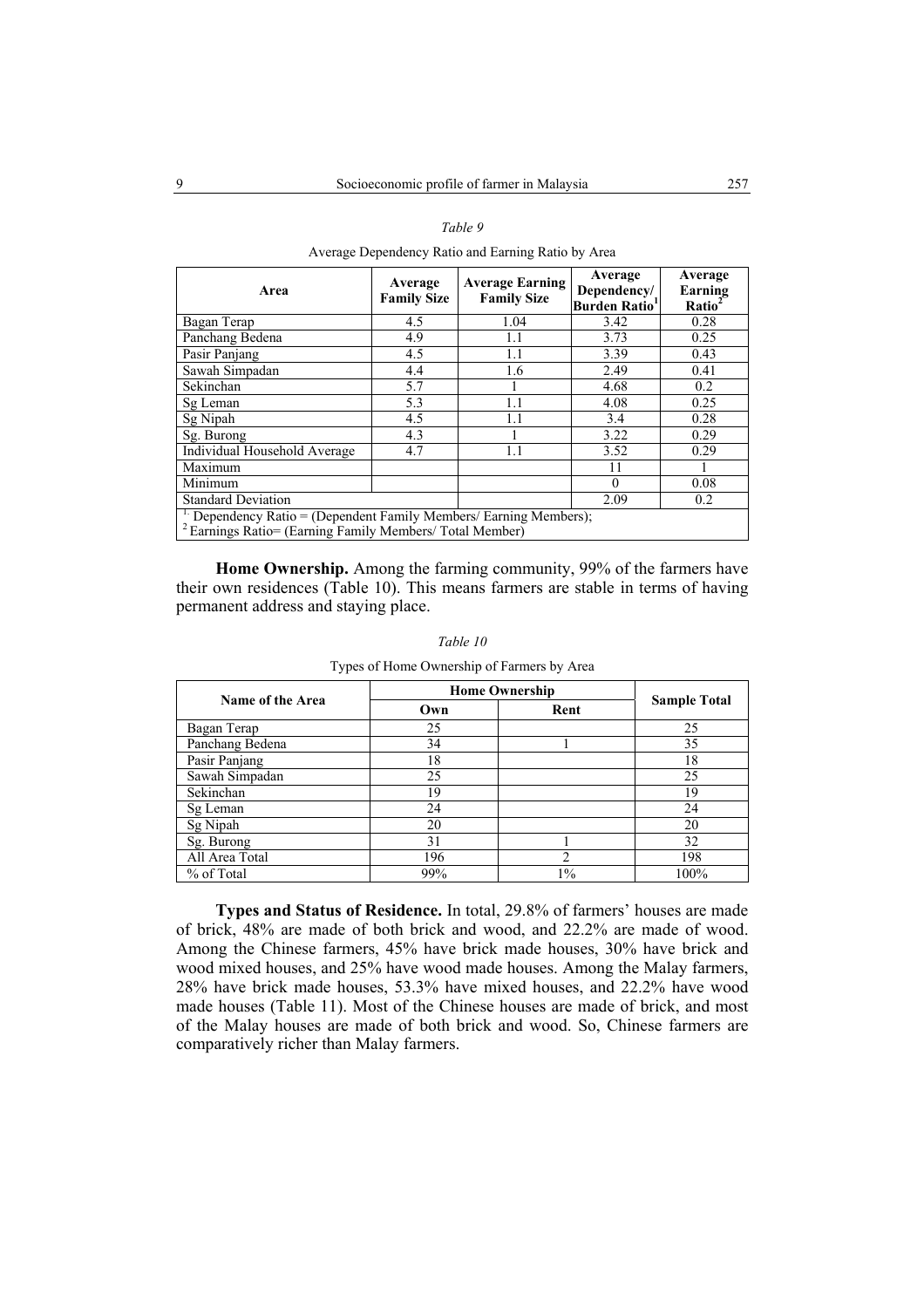*Table 9*

Average Dependency Ratio and Earning Ratio by Area

| Area | Average Family Size | Average Earning Family Size | Average Dependency/ Burden Ratio[1] | Average Earning Ratio[2] |
|---|---|---|---|---|
| Bagan Terap | 4.5 | 1.04 | 3.42 | 0.28 |
| Panchang Bedena | 4.9 | 1.1 | 3.73 | 0.25 |
| Pasir Panjang | 4.5 | 1.1 | 3.39 | 0.43 |
| Sawah Simpadan | 4.4 | 1.6 | 2.49 | 0.41 |
| Sekinchan | 5.7 | 1 | 4.68 | 0.2 |
| Sg Leman | 5.3 | 1.1 | 4.08 | 0.25 |
| Sg Nipah | 4.5 | 1.1 | 3.4 | 0.28 |
| Sg. Burong | 4.3 | 1 | 3.22 | 0.29 |
| Individual Household Average | 4.7 | 1.1 | 3.52 | 0.29 |
| Maximum | | | 11 | 1 |
| Minimum | | | 0 | 0.08 |
| Standard Deviation | | | 2.09 | 0.2 |

[1] Dependency Ratio = (Dependent Family Members/ Earning Members);
[2] Earnings Ratio= (Earning Family Members/ Total Member)

**Home Ownership.** Among the farming community, 99% of the farmers have their own residences (Table 10). This means farmers are stable in terms of having permanent address and staying place.

*Table 10*

Types of Home Ownership of Farmers by Area

| Name of the Area | Home Ownership | | Sample Total |
|---|---|---|---|
| | Own | Rent | |
| Bagan Terap | 25 | | 25 |
| Panchang Bedena | 34 | 1 | 35 |
| Pasir Panjang | 18 | | 18 |
| Sawah Simpadan | 25 | | 25 |
| Sekinchan | 19 | | 19 |
| Sg Leman | 24 | | 24 |
| Sg Nipah | 20 | | 20 |
| Sg. Burong | 31 | 1 | 32 |
| All Area Total | 196 | 2 | 198 |
| % of Total | 99% | 1% | 100% |

**Types and Status of Residence.** In total, 29.8% of farmers' houses are made of brick, 48% are made of both brick and wood, and 22.2% are made of wood. Among the Chinese farmers, 45% have brick made houses, 30% have brick and wood mixed houses, and 25% have wood made houses. Among the Malay farmers, 28% have brick made houses, 53.3% have mixed houses, and 22.2% have wood made houses (Table 11). Most of the Chinese houses are made of brick, and most of the Malay houses are made of both brick and wood. So, Chinese farmers are comparatively richer than Malay farmers.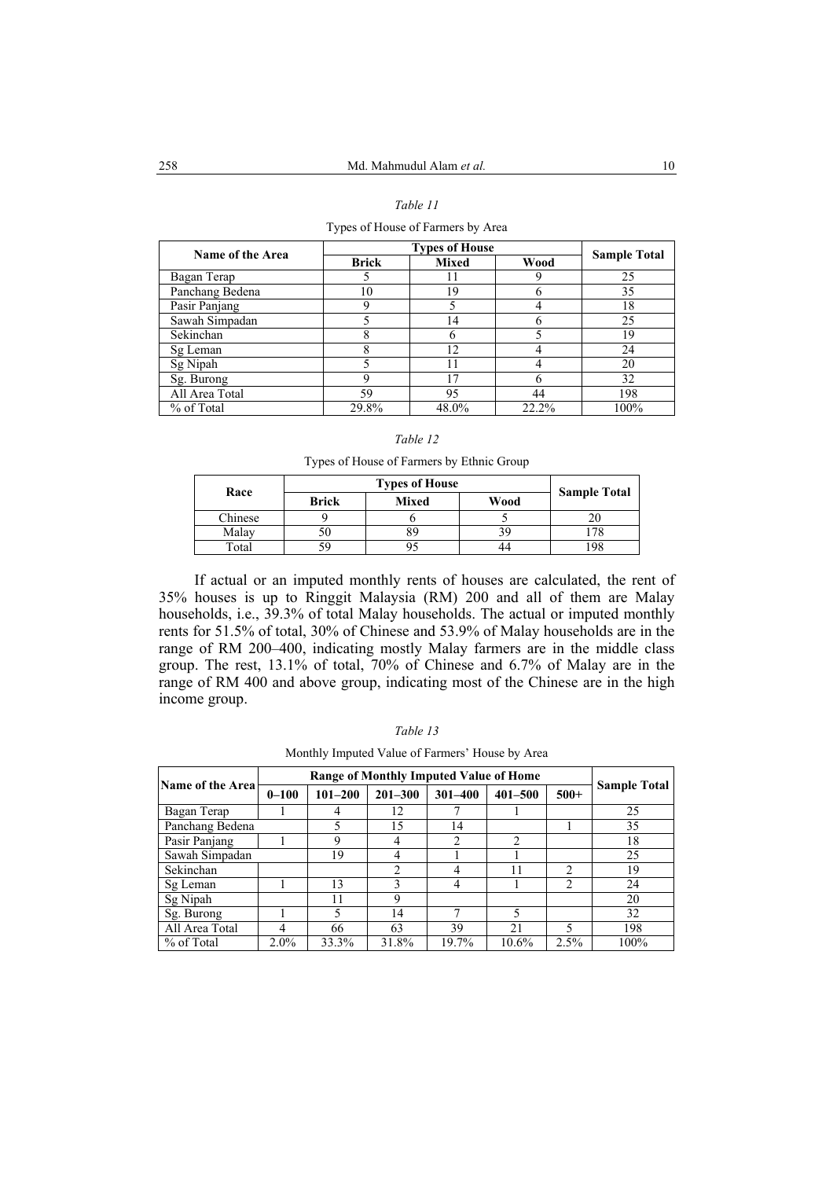*Table 11*

Types of House of Farmers by Area

| Name of the Area | Types of House | | | Sample Total |
|---|---|---|---|---|
| | Brick | Mixed | Wood | |
| Bagan Terap | 5 | 11 | 9 | 25 |
| Panchang Bedena | 10 | 19 | 6 | 35 |
| Pasir Panjang | 9 | 5 | 4 | 18 |
| Sawah Simpadan | 5 | 14 | 6 | 25 |
| Sekinchan | 8 | 6 | 5 | 19 |
| Sg Leman | 8 | 12 | 4 | 24 |
| Sg Nipah | 5 | 11 | 4 | 20 |
| Sg. Burong | 9 | 17 | 6 | 32 |
| All Area Total | 59 | 95 | 44 | 198 |
| % of Total | 29.8% | 48.0% | 22.2% | 100% |

*Table 12*

Types of House of Farmers by Ethnic Group

| Race | Types of House | | | Sample Total |
|---|---|---|---|---|
| | Brick | Mixed | Wood | |
| Chinese | 9 | 6 | 5 | 20 |
| Malay | 50 | 89 | 39 | 178 |
| Total | 59 | 95 | 44 | 198 |

If actual or an imputed monthly rents of houses are calculated, the rent of 35% houses is up to Ringgit Malaysia (RM) 200 and all of them are Malay households, i.e., 39.3% of total Malay households. The actual or imputed monthly rents for 51.5% of total, 30% of Chinese and 53.9% of Malay households are in the range of RM 200–400, indicating mostly Malay farmers are in the middle class group. The rest, 13.1% of total, 70% of Chinese and 6.7% of Malay are in the range of RM 400 and above group, indicating most of the Chinese are in the high income group.

*Table 13*

Monthly Imputed Value of Farmers' House by Area

| Name of the Area | Range of Monthly Imputed Value of Home | | | | | | Sample Total |
|---|---|---|---|---|---|---|---|
| | 0–100 | 101–200 | 201–300 | 301–400 | 401–500 | 500+ | |
| Bagan Terap | 1 | 4 | 12 | 7 | 1 | | 25 |
| Panchang Bedena | | 5 | 15 | 14 | | 1 | 35 |
| Pasir Panjang | 1 | 9 | 4 | 2 | 2 | | 18 |
| Sawah Simpadan | | 19 | 4 | 1 | 1 | | 25 |
| Sekinchan | | | 2 | 4 | 11 | 2 | 19 |
| Sg Leman | 1 | 13 | 3 | 4 | 1 | 2 | 24 |
| Sg Nipah | | 11 | 9 | | | | 20 |
| Sg. Burong | 1 | 5 | 14 | 7 | 5 | | 32 |
| All Area Total | 4 | 66 | 63 | 39 | 21 | 5 | 198 |
| % of Total | 2.0% | 33.3% | 31.8% | 19.7% | 10.6% | 2.5% | 100% |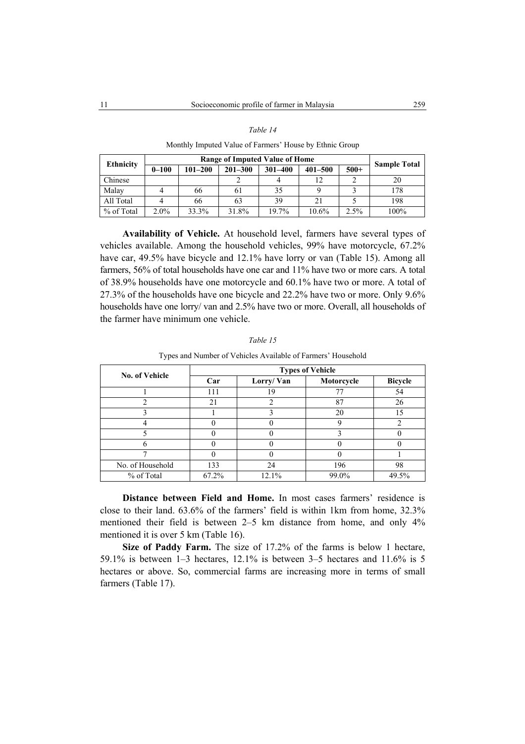*Table 14*

Monthly Imputed Value of Farmers' House by Ethnic Group

| Ethnicity | Range of Imputed Value of Home | | | | | | Sample Total |
|---|---|---|---|---|---|---|---|
| | 0–100 | 101–200 | 201–300 | 301–400 | 401–500 | 500+ | |
| Chinese | | | 2 | 4 | 12 | 2 | 20 |
| Malay | 4 | 66 | 61 | 35 | 9 | 3 | 178 |
| All Total | 4 | 66 | 63 | 39 | 21 | 5 | 198 |
| % of Total | 2.0% | 33.3% | 31.8% | 19.7% | 10.6% | 2.5% | 100% |

**Availability of Vehicle.** At household level, farmers have several types of vehicles available. Among the household vehicles, 99% have motorcycle, 67.2% have car, 49.5% have bicycle and 12.1% have lorry or van (Table 15). Among all farmers, 56% of total households have one car and 11% have two or more cars. A total of 38.9% households have one motorcycle and 60.1% have two or more. A total of 27.3% of the households have one bicycle and 22.2% have two or more. Only 9.6% households have one lorry/ van and 2.5% have two or more. Overall, all households of the farmer have minimum one vehicle.

*Table 15*

Types and Number of Vehicles Available of Farmers' Household

| No. of Vehicle | Types of Vehicle | | | |
|---|---|---|---|---|
| | Car | Lorry/ Van | Motorcycle | Bicycle |
| 1 | 111 | 19 | 77 | 54 |
| 2 | 21 | 2 | 87 | 26 |
| 3 | 1 | 3 | 20 | 15 |
| 4 | 0 | 0 | 9 | 2 |
| 5 | 0 | 0 | 3 | 0 |
| 6 | 0 | 0 | 0 | 0 |
| 7 | 0 | 0 | 0 | 1 |
| No. of Household | 133 | 24 | 196 | 98 |
| % of Total | 67.2% | 12.1% | 99.0% | 49.5% |

**Distance between Field and Home.** In most cases farmers' residence is close to their land. 63.6% of the farmers' field is within 1km from home, 32.3% mentioned their field is between 2–5 km distance from home, and only 4% mentioned it is over 5 km (Table 16).

**Size of Paddy Farm.** The size of 17.2% of the farms is below 1 hectare, 59.1% is between 1–3 hectares, 12.1% is between 3–5 hectares and 11.6% is 5 hectares or above. So, commercial farms are increasing more in terms of small farmers (Table 17).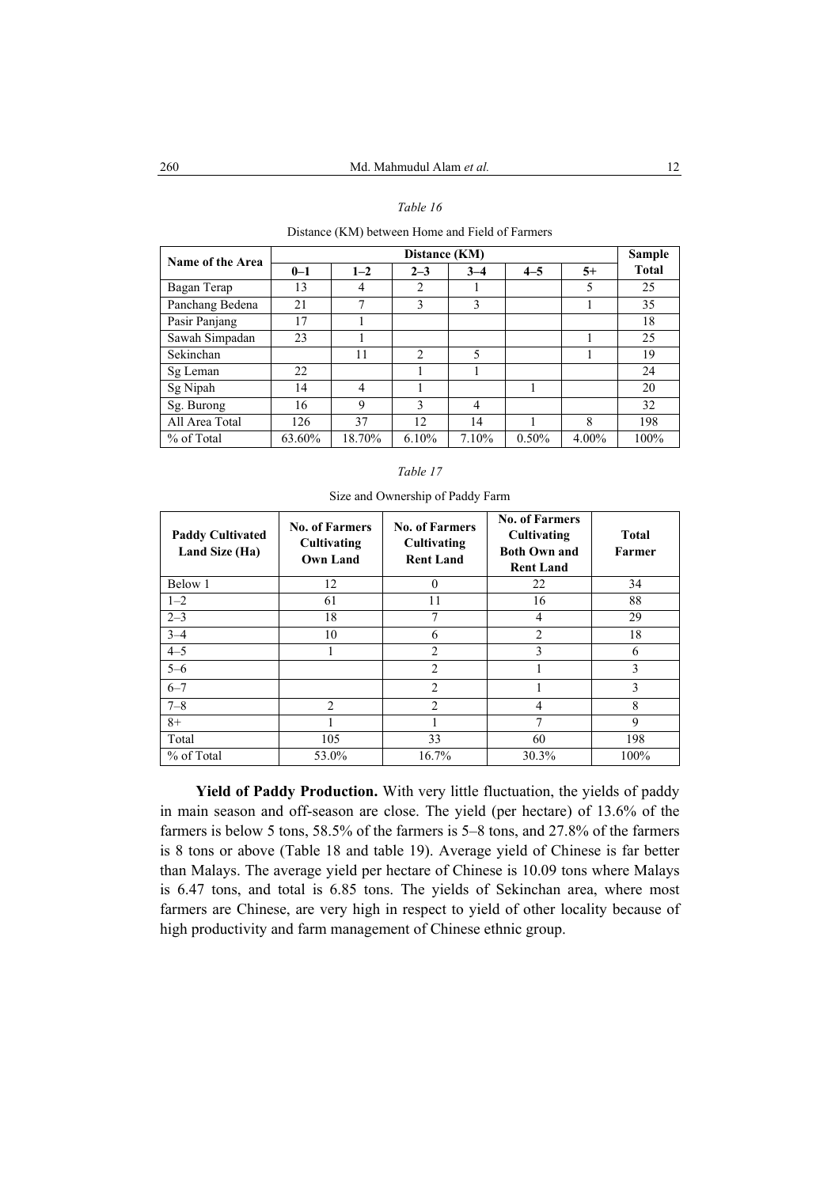*Table 16*

Distance (KM) between Home and Field of Farmers

| Name of the Area | Distance (KM) | | | | | | Sample Total |
|---|---|---|---|---|---|---|---|
| | 0–1 | 1–2 | 2–3 | 3–4 | 4–5 | 5+ | |
| Bagan Terap | 13 | 4 | 2 | 1 | | 5 | 25 |
| Panchang Bedena | 21 | 7 | 3 | 3 | | 1 | 35 |
| Pasir Panjang | 17 | 1 | | | | | 18 |
| Sawah Simpadan | 23 | 1 | | | | 1 | 25 |
| Sekinchan | | 11 | 2 | 5 | | 1 | 19 |
| Sg Leman | 22 | | 1 | 1 | | | 24 |
| Sg Nipah | 14 | 4 | 1 | | 1 | | 20 |
| Sg. Burong | 16 | 9 | 3 | 4 | | | 32 |
| All Area Total | 126 | 37 | 12 | 14 | 1 | 8 | 198 |
| % of Total | 63.60% | 18.70% | 6.10% | 7.10% | 0.50% | 4.00% | 100% |

*Table 17*

Size and Ownership of Paddy Farm

| Paddy Cultivated Land Size (Ha) | No. of Farmers Cultivating Own Land | No. of Farmers Cultivating Rent Land | No. of Farmers Cultivating Both Own and Rent Land | Total Farmer |
|---|---|---|---|---|
| Below 1 | 12 | 0 | 22 | 34 |
| 1–2 | 61 | 11 | 16 | 88 |
| 2–3 | 18 | 7 | 4 | 29 |
| 3–4 | 10 | 6 | 2 | 18 |
| 4–5 | 1 | 2 | 3 | 6 |
| 5–6 | | 2 | 1 | 3 |
| 6–7 | | 2 | 1 | 3 |
| 7–8 | 2 | 2 | 4 | 8 |
| 8+ | 1 | 1 | 7 | 9 |
| Total | 105 | 33 | 60 | 198 |
| % of Total | 53.0% | 16.7% | 30.3% | 100% |

**Yield of Paddy Production.** With very little fluctuation, the yields of paddy in main season and off-season are close. The yield (per hectare) of 13.6% of the farmers is below 5 tons, 58.5% of the farmers is 5–8 tons, and 27.8% of the farmers is 8 tons or above (Table 18 and table 19). Average yield of Chinese is far better than Malays. The average yield per hectare of Chinese is 10.09 tons where Malays is 6.47 tons, and total is 6.85 tons. The yields of Sekinchan area, where most farmers are Chinese, are very high in respect to yield of other locality because of high productivity and farm management of Chinese ethnic group.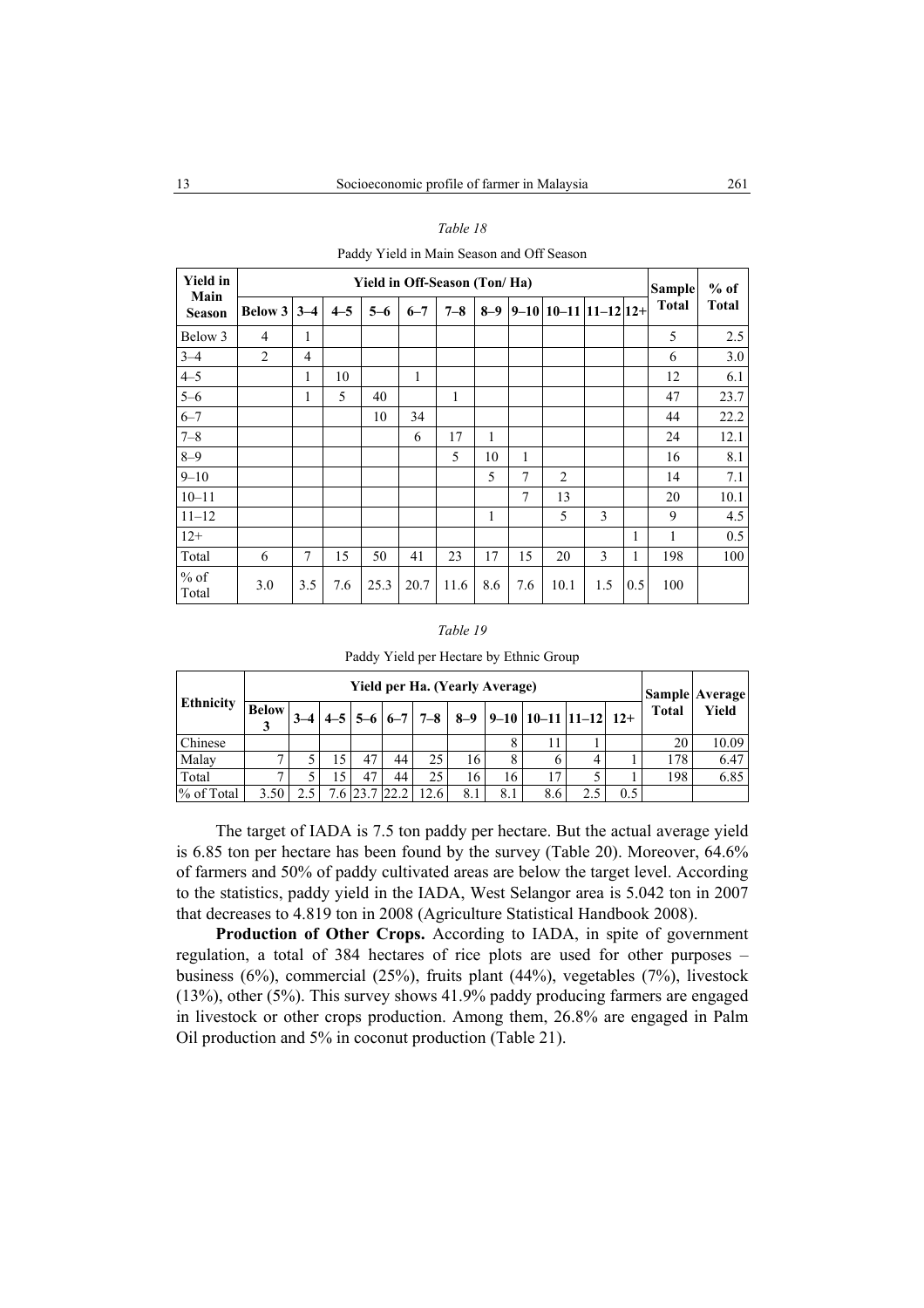*Table 18*

Paddy Yield in Main Season and Off Season

| Yield in Main Season | Yield in Off-Season (Ton/ Ha) | | | | | | | | | | | Sample Total | % of Total |
|---|---|---|---|---|---|---|---|---|---|---|---|---|---|
| | Below 3 | 3–4 | 4–5 | 5–6 | 6–7 | 7–8 | 8–9 | 9–10 | 10–11 | 11–12 | 12+ | | |
| Below 3 | 4 | 1 | | | | | | | | | | 5 | 2.5 |
| 3–4 | 2 | 4 | | | | | | | | | | 6 | 3.0 |
| 4–5 | | 1 | 10 | | 1 | | | | | | | 12 | 6.1 |
| 5–6 | | 1 | 5 | 40 | | 1 | | | | | | 47 | 23.7 |
| 6–7 | | | | 10 | 34 | | | | | | | 44 | 22.2 |
| 7–8 | | | | | 6 | 17 | 1 | | | | | 24 | 12.1 |
| 8–9 | | | | | | 5 | 10 | 1 | | | | 16 | 8.1 |
| 9–10 | | | | | | | 5 | 7 | 2 | | | 14 | 7.1 |
| 10–11 | | | | | | | | 7 | 13 | | | 20 | 10.1 |
| 11–12 | | | | | | | 1 | | 5 | 3 | | 9 | 4.5 |
| 12+ | | | | | | | | | | | 1 | 1 | 0.5 |
| Total | 6 | 7 | 15 | 50 | 41 | 23 | 17 | 15 | 20 | 3 | 1 | 198 | 100 |
| % of Total | 3.0 | 3.5 | 7.6 | 25.3 | 20.7 | 11.6 | 8.6 | 7.6 | 10.1 | 1.5 | 0.5 | 100 | |

*Table 19*

Paddy Yield per Hectare by Ethnic Group

| Ethnicity | Yield per Ha. (Yearly Average) | | | | | | | | | | | Sample Total | Average Yield |
|---|---|---|---|---|---|---|---|---|---|---|---|---|---|
| | Below 3 | 3–4 | 4–5 | 5–6 | 6–7 | 7–8 | 8–9 | 9–10 | 10–11 | 11–12 | 12+ | | |
| Chinese | | | | | | | | 8 | 11 | 1 | | 20 | 10.09 |
| Malay | 7 | 5 | 15 | 47 | 44 | 25 | 16 | 8 | 6 | 4 | 1 | 178 | 6.47 |
| Total | 7 | 5 | 15 | 47 | 44 | 25 | 16 | 16 | 17 | 5 | 1 | 198 | 6.85 |
| % of Total | 3.50 | 2.5 | 7.6 | 23.7 | 22.2 | 12.6 | 8.1 | 8.1 | 8.6 | 2.5 | 0.5 | | |

The target of IADA is 7.5 ton paddy per hectare. But the actual average yield is 6.85 ton per hectare has been found by the survey (Table 20). Moreover, 64.6% of farmers and 50% of paddy cultivated areas are below the target level. According to the statistics, paddy yield in the IADA, West Selangor area is 5.042 ton in 2007 that decreases to 4.819 ton in 2008 (Agriculture Statistical Handbook 2008).

**Production of Other Crops.** According to IADA, in spite of government regulation, a total of 384 hectares of rice plots are used for other purposes – business (6%), commercial (25%), fruits plant (44%), vegetables (7%), livestock (13%), other (5%). This survey shows 41.9% paddy producing farmers are engaged in livestock or other crops production. Among them, 26.8% are engaged in Palm Oil production and 5% in coconut production (Table 21).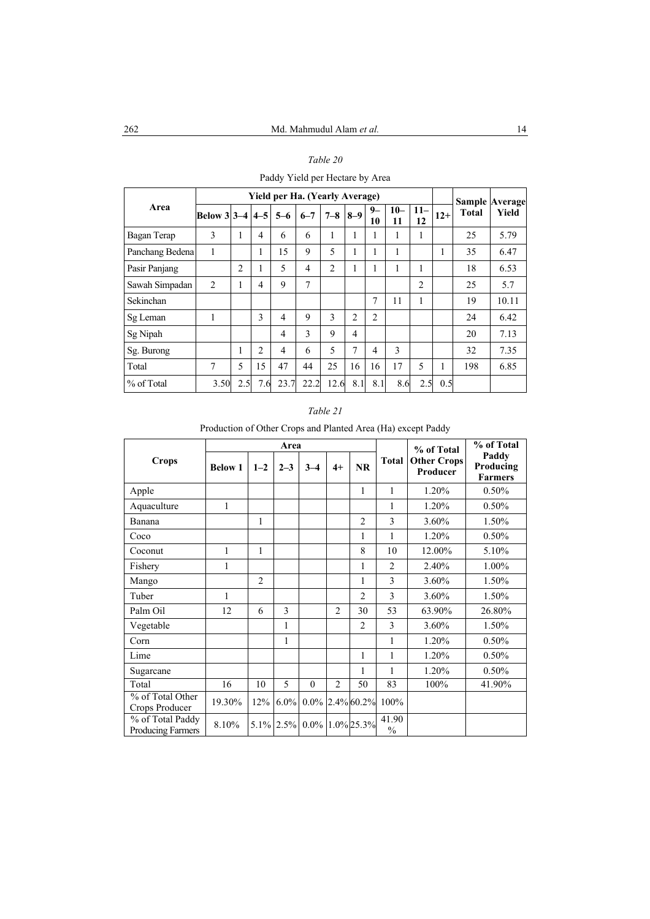*Table 20*

Paddy Yield per Hectare by Area

| Area | Yield per Ha. (Yearly Average) | | | | | | | | | | | Sample Total | Average Yield |
|---|---|---|---|---|---|---|---|---|---|---|---|---|---|
| | Below 3 | 3–4 | 4–5 | 5–6 | 6–7 | 7–8 | 8–9 | 9–10 | 10–11 | 11–12 | 12+ | | |
| Bagan Terap | 3 | 1 | 4 | 6 | 6 | 1 | 1 | 1 | 1 | 1 | | 25 | 5.79 |
| Panchang Bedena | 1 | | 1 | 15 | 9 | 5 | 1 | 1 | 1 | | 1 | 35 | 6.47 |
| Pasir Panjang | | 2 | 1 | 5 | 4 | 2 | 1 | 1 | 1 | 1 | | 18 | 6.53 |
| Sawah Simpadan | 2 | 1 | 4 | 9 | 7 | | | | | 2 | | 25 | 5.7 |
| Sekinchan | | | | | | | | 7 | 11 | 1 | | 19 | 10.11 |
| Sg Leman | 1 | | 3 | 4 | 9 | 3 | 2 | 2 | | | | 24 | 6.42 |
| Sg Nipah | | | | 4 | 3 | 9 | 4 | | | | | 20 | 7.13 |
| Sg. Burong | | 1 | 2 | 4 | 6 | 5 | 7 | 4 | 3 | | | 32 | 7.35 |
| Total | 7 | 5 | 15 | 47 | 44 | 25 | 16 | 16 | 17 | 5 | 1 | 198 | 6.85 |
| % of Total | 3.50 | 2.5 | 7.6 | 23.7 | 22.2 | 12.6 | 8.1 | 8.1 | 8.6 | 2.5 | 0.5 | | |

*Table 21*

Production of Other Crops and Planted Area (Ha) except Paddy

| Crops | Area | | | | | | Total | % of Total Other Crops Producer | % of Total Paddy Producing Farmers |
|---|---|---|---|---|---|---|---|---|---|
| | Below 1 | 1–2 | 2–3 | 3–4 | 4+ | NR | | | |
| Apple | | | | | | 1 | 1 | 1.20% | 0.50% |
| Aquaculture | 1 | | | | | | 1 | 1.20% | 0.50% |
| Banana | | 1 | | | | 2 | 3 | 3.60% | 1.50% |
| Coco | | | | | | 1 | 1 | 1.20% | 0.50% |
| Coconut | 1 | 1 | | | | 8 | 10 | 12.00% | 5.10% |
| Fishery | 1 | | | | | 1 | 2 | 2.40% | 1.00% |
| Mango | | 2 | | | | 1 | 3 | 3.60% | 1.50% |
| Tuber | 1 | | | | | 2 | 3 | 3.60% | 1.50% |
| Palm Oil | 12 | 6 | 3 | | 2 | 30 | 53 | 63.90% | 26.80% |
| Vegetable | | | 1 | | | 2 | 3 | 3.60% | 1.50% |
| Corn | | | 1 | | | | 1 | 1.20% | 0.50% |
| Lime | | | | | | 1 | 1 | 1.20% | 0.50% |
| Sugarcane | | | | | | 1 | 1 | 1.20% | 0.50% |
| Total | 16 | 10 | 5 | 0 | 2 | 50 | 83 | 100% | 41.90% |
| % of Total Other Crops Producer | 19.30% | 12% | 6.0% | 0.0% | 2.4% | 60.2% | 100% | | |
| % of Total Paddy Producing Farmers | 8.10% | 5.1% | 2.5% | 0.0% | 1.0% | 25.3% | 41.90 % | | |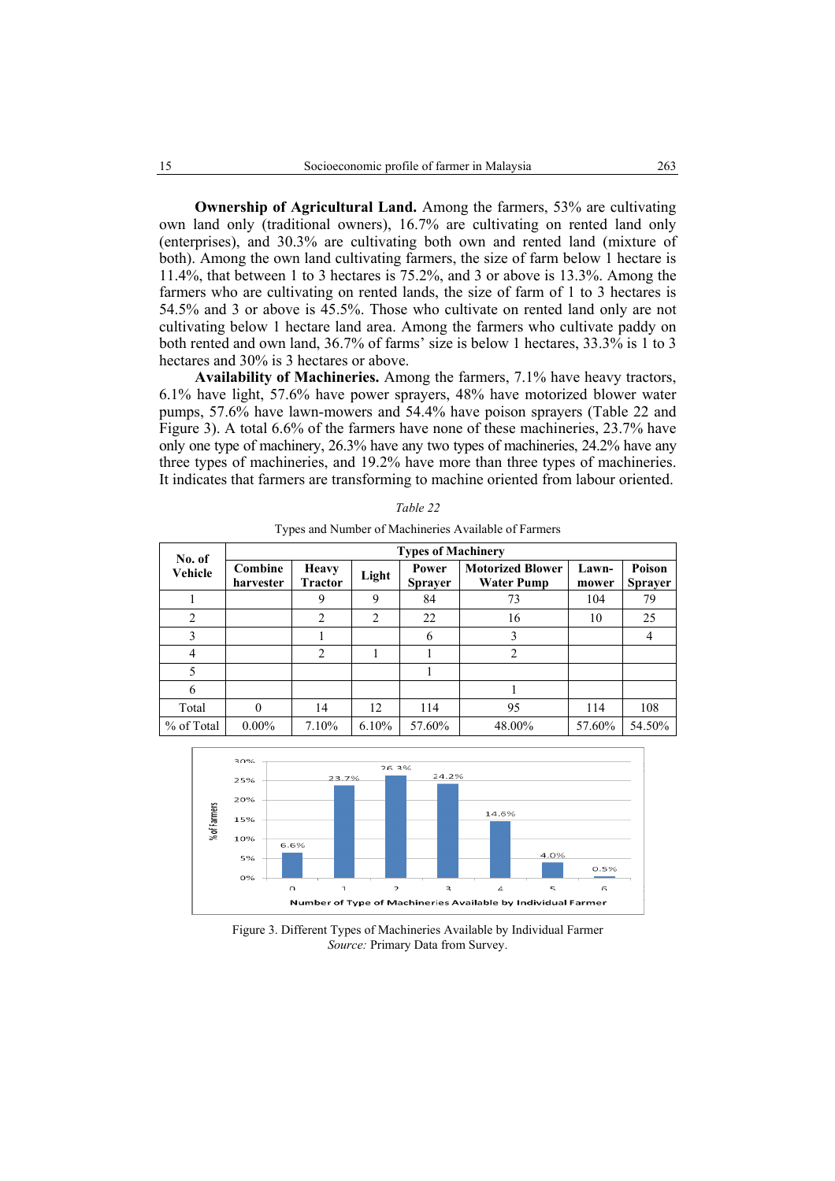**Ownership of Agricultural Land.** Among the farmers, 53% are cultivating own land only (traditional owners), 16.7% are cultivating on rented land only (enterprises), and 30.3% are cultivating both own and rented land (mixture of both). Among the own land cultivating farmers, the size of farm below 1 hectare is 11.4%, that between 1 to 3 hectares is 75.2%, and 3 or above is 13.3%. Among the farmers who are cultivating on rented lands, the size of farm of 1 to 3 hectares is 54.5% and 3 or above is 45.5%. Those who cultivate on rented land only are not cultivating below 1 hectare land area. Among the farmers who cultivate paddy on both rented and own land, 36.7% of farms' size is below 1 hectares, 33.3% is 1 to 3 hectares and 30% is 3 hectares or above.

**Availability of Machineries.** Among the farmers, 7.1% have heavy tractors, 6.1% have light, 57.6% have power sprayers, 48% have motorized blower water pumps, 57.6% have lawn-mowers and 54.4% have poison sprayers (Table 22 and Figure 3). A total 6.6% of the farmers have none of these machineries, 23.7% have only one type of machinery, 26.3% have any two types of machineries, 24.2% have any three types of machineries, and 19.2% have more than three types of machineries. It indicates that farmers are transforming to machine oriented from labour oriented.

*Table 22*

Types and Number of Machineries Available of Farmers

| No. of Vehicle | Types of Machinery | | | | | | |
|---|---|---|---|---|---|---|---|
| | Combine harvester | Heavy Tractor | Light | Power Sprayer | Motorized Blower Water Pump | Lawn-mower | Poison Sprayer |
| 1 | | 9 | 9 | 84 | 73 | 104 | 79 |
| 2 | | 2 | 2 | 22 | 16 | 10 | 25 |
| 3 | | 1 | | 6 | 3 | | 4 |
| 4 | | 2 | 1 | 1 | 2 | | |
| 5 | | | | 1 | | | |
| 6 | | | | | 1 | | |
| Total | 0 | 14 | 12 | 114 | 95 | 114 | 108 |
| % of Total | 0.00% | 7.10% | 6.10% | 57.60% | 48.00% | 57.60% | 54.50% |

Figure 3. Different Types of Machineries Available by Individual Farmer
*Source:* Primary Data from Survey.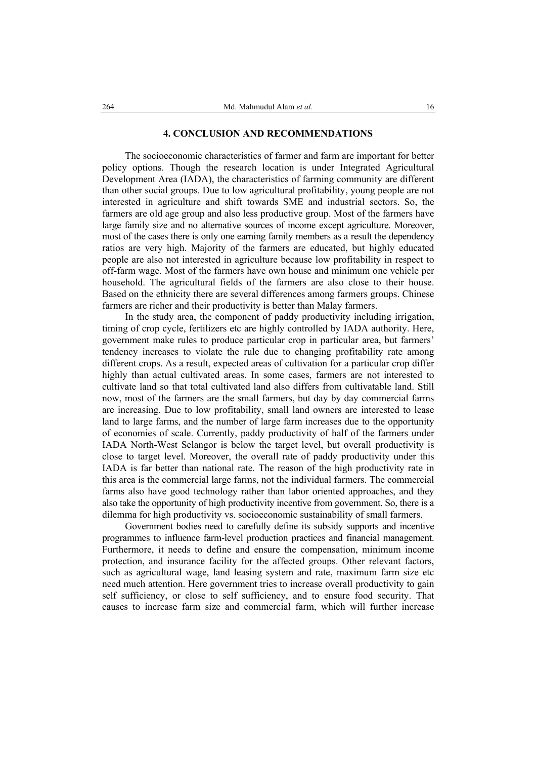## 4. CONCLUSION AND RECOMMENDATIONS

The socioeconomic characteristics of farmer and farm are important for better policy options. Though the research location is under Integrated Agricultural Development Area (IADA), the characteristics of farming community are different than other social groups. Due to low agricultural profitability, young people are not interested in agriculture and shift towards SME and industrial sectors. So, the farmers are old age group and also less productive group. Most of the farmers have large family size and no alternative sources of income except agriculture. Moreover, most of the cases there is only one earning family members as a result the dependency ratios are very high. Majority of the farmers are educated, but highly educated people are also not interested in agriculture because low profitability in respect to off-farm wage. Most of the farmers have own house and minimum one vehicle per household. The agricultural fields of the farmers are also close to their house. Based on the ethnicity there are several differences among farmers groups. Chinese farmers are richer and their productivity is better than Malay farmers.

In the study area, the component of paddy productivity including irrigation, timing of crop cycle, fertilizers etc are highly controlled by IADA authority. Here, government make rules to produce particular crop in particular area, but farmers' tendency increases to violate the rule due to changing profitability rate among different crops. As a result, expected areas of cultivation for a particular crop differ highly than actual cultivated areas. In some cases, farmers are not interested to cultivate land so that total cultivated land also differs from cultivatable land. Still now, most of the farmers are the small farmers, but day by day commercial farms are increasing. Due to low profitability, small land owners are interested to lease land to large farms, and the number of large farm increases due to the opportunity of economies of scale. Currently, paddy productivity of half of the farmers under IADA North-West Selangor is below the target level, but overall productivity is close to target level. Moreover, the overall rate of paddy productivity under this IADA is far better than national rate. The reason of the high productivity rate in this area is the commercial large farms, not the individual farmers. The commercial farms also have good technology rather than labor oriented approaches, and they also take the opportunity of high productivity incentive from government. So, there is a dilemma for high productivity vs. socioeconomic sustainability of small farmers.

Government bodies need to carefully define its subsidy supports and incentive programmes to influence farm-level production practices and financial management. Furthermore, it needs to define and ensure the compensation, minimum income protection, and insurance facility for the affected groups. Other relevant factors, such as agricultural wage, land leasing system and rate, maximum farm size etc need much attention. Here government tries to increase overall productivity to gain self sufficiency, or close to self sufficiency, and to ensure food security. That causes to increase farm size and commercial farm, which will further increase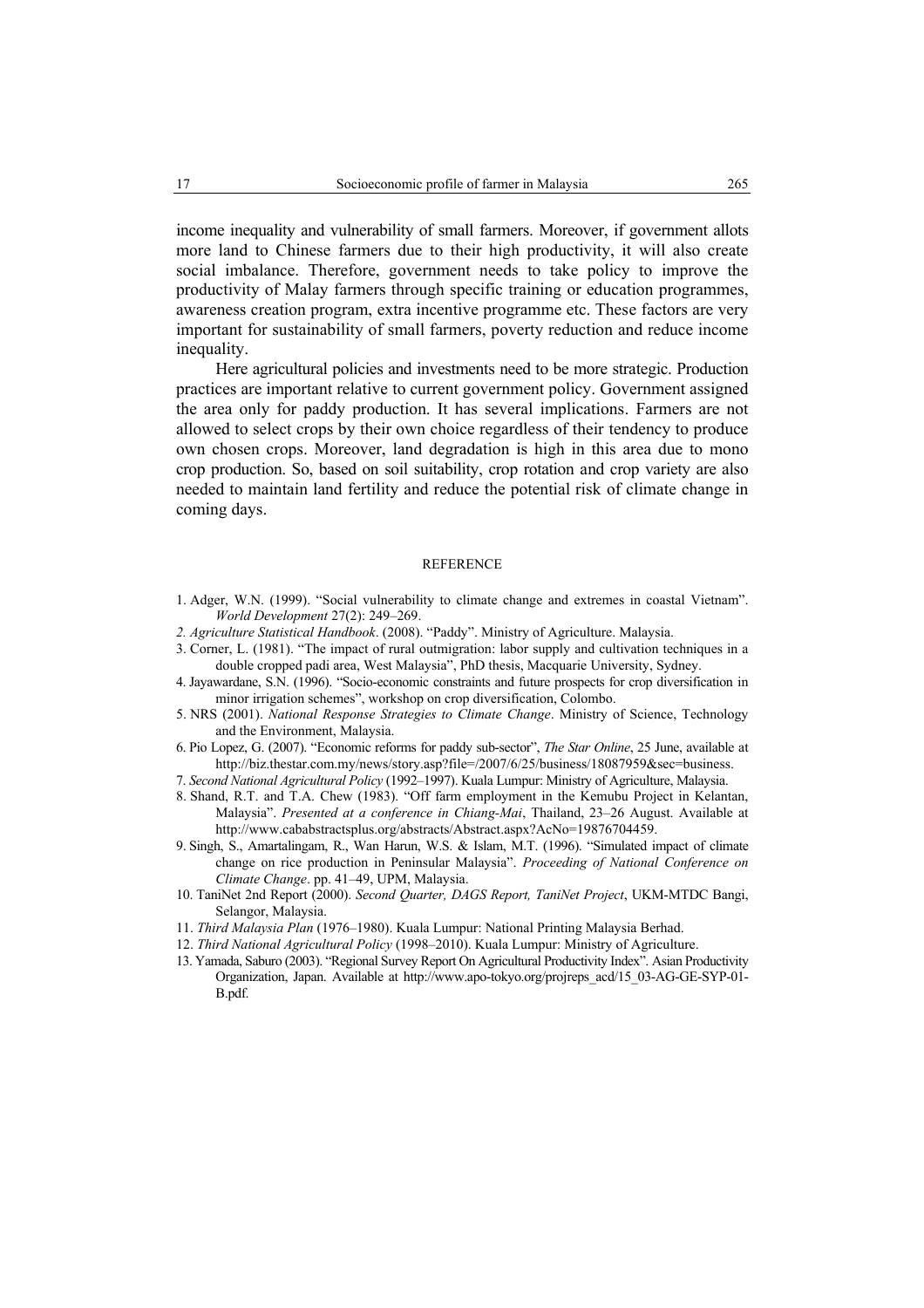income inequality and vulnerability of small farmers. Moreover, if government allots more land to Chinese farmers due to their high productivity, it will also create social imbalance. Therefore, government needs to take policy to improve the productivity of Malay farmers through specific training or education programmes, awareness creation program, extra incentive programme etc. These factors are very important for sustainability of small farmers, poverty reduction and reduce income inequality.

Here agricultural policies and investments need to be more strategic. Production practices are important relative to current government policy. Government assigned the area only for paddy production. It has several implications. Farmers are not allowed to select crops by their own choice regardless of their tendency to produce own chosen crops. Moreover, land degradation is high in this area due to mono crop production. So, based on soil suitability, crop rotation and crop variety are also needed to maintain land fertility and reduce the potential risk of climate change in coming days.

## REFERENCE

1. Adger, W.N. (1999). "Social vulnerability to climate change and extremes in coastal Vietnam". *World Development* 27(2): 249–269.
2. *Agriculture Statistical Handbook*. (2008). "Paddy". Ministry of Agriculture. Malaysia.
3. Corner, L. (1981). "The impact of rural outmigration: labor supply and cultivation techniques in a double cropped padi area, West Malaysia", PhD thesis, Macquarie University, Sydney.
4. Jayawardane, S.N. (1996). "Socio-economic constraints and future prospects for crop diversification in minor irrigation schemes", workshop on crop diversification, Colombo.
5. NRS (2001). *National Response Strategies to Climate Change*. Ministry of Science, Technology and the Environment, Malaysia.
6. Pio Lopez, G. (2007). "Economic reforms for paddy sub-sector", *The Star Online*, 25 June, available at http://biz.thestar.com.my/news/story.asp?file=/2007/6/25/business/18087959&sec=business.
7. *Second National Agricultural Policy* (1992–1997). Kuala Lumpur: Ministry of Agriculture, Malaysia.
8. Shand, R.T. and T.A. Chew (1983). "Off farm employment in the Kemubu Project in Kelantan, Malaysia". *Presented at a conference in Chiang-Mai*, Thailand, 23–26 August. Available at http://www.cababstractsplus.org/abstracts/Abstract.aspx?AcNo=19876704459.
9. Singh, S., Amartalingam, R., Wan Harun, W.S. & Islam, M.T. (1996). "Simulated impact of climate change on rice production in Peninsular Malaysia". *Proceeding of National Conference on Climate Change*. pp. 41–49, UPM, Malaysia.
10. TaniNet 2nd Report (2000). *Second Quarter, DAGS Report, TaniNet Project*, UKM-MTDC Bangi, Selangor, Malaysia.
11. *Third Malaysia Plan* (1976–1980). Kuala Lumpur: National Printing Malaysia Berhad.
12. *Third National Agricultural Policy* (1998–2010). Kuala Lumpur: Ministry of Agriculture.
13. Yamada, Saburo (2003). "Regional Survey Report On Agricultural Productivity Index". Asian Productivity Organization, Japan. Available at http://www.apo-tokyo.org/projreps_acd/15_03-AG-GE-SYP-01-B.pdf.